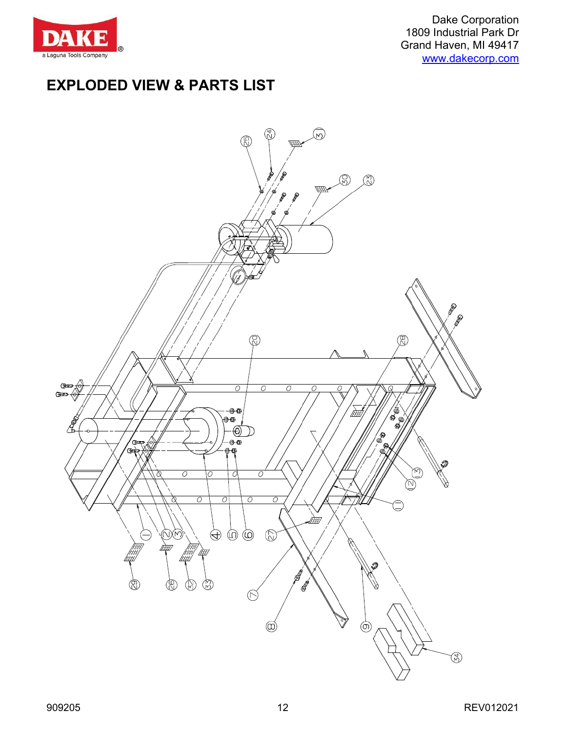Dake Corporation
1809 Industrial Park Dr
Grand Haven, MI 49417
www.dakecorp.com

## EXPLODED VIEW & PARTS LIST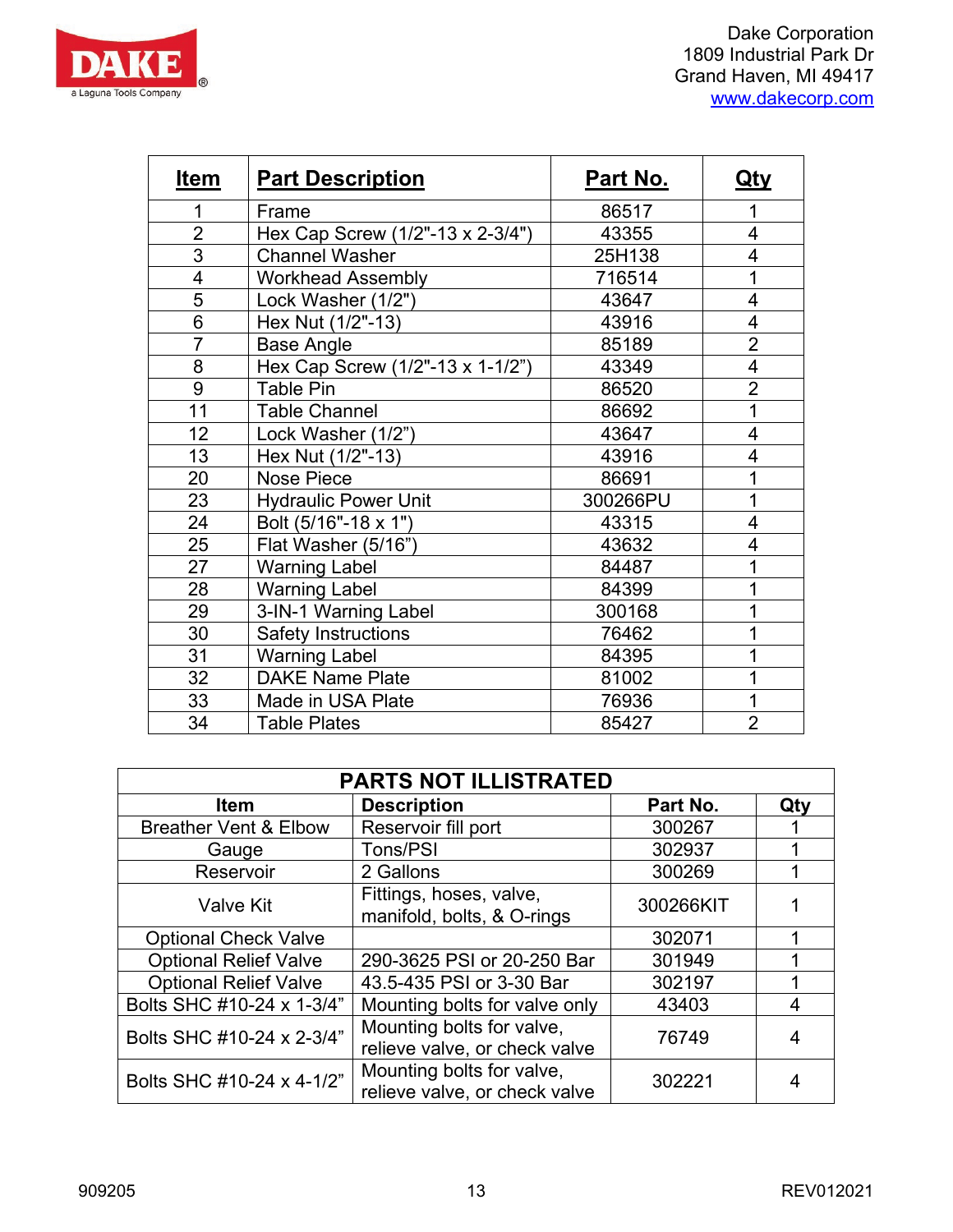Dake Corporation
1809 Industrial Park Dr
Grand Haven, MI 49417
www.dakecorp.com

| Item | Part Description | Part No. | Qty |
|---|---|---|---|
| 1 | Frame | 86517 | 1 |
| 2 | Hex Cap Screw (1/2"-13 x 2-3/4") | 43355 | 4 |
| 3 | Channel Washer | 25H138 | 4 |
| 4 | Workhead Assembly | 716514 | 1 |
| 5 | Lock Washer (1/2") | 43647 | 4 |
| 6 | Hex Nut (1/2"-13) | 43916 | 4 |
| 7 | Base Angle | 85189 | 2 |
| 8 | Hex Cap Screw (1/2"-13 x 1-1/2") | 43349 | 4 |
| 9 | Table Pin | 86520 | 2 |
| 11 | Table Channel | 86692 | 1 |
| 12 | Lock Washer (1/2") | 43647 | 4 |
| 13 | Hex Nut (1/2"-13) | 43916 | 4 |
| 20 | Nose Piece | 86691 | 1 |
| 23 | Hydraulic Power Unit | 300266PU | 1 |
| 24 | Bolt (5/16"-18 x 1") | 43315 | 4 |
| 25 | Flat Washer (5/16") | 43632 | 4 |
| 27 | Warning Label | 84487 | 1 |
| 28 | Warning Label | 84399 | 1 |
| 29 | 3-IN-1 Warning Label | 300168 | 1 |
| 30 | Safety Instructions | 76462 | 1 |
| 31 | Warning Label | 84395 | 1 |
| 32 | DAKE Name Plate | 81002 | 1 |
| 33 | Made in USA Plate | 76936 | 1 |
| 34 | Table Plates | 85427 | 2 |

| PARTS NOT ILLUSTRATED | | | |
|---|---|---|---|
| Item | Description | Part No. | Qty |
| Breather Vent & Elbow | Reservoir fill port | 300267 | 1 |
| Gauge | Tons/PSI | 302937 | 1 |
| Reservoir | 2 Gallons | 300269 | 1 |
| Valve Kit | Fittings, hoses, valve, manifold, bolts, & O-rings | 300266KIT | 1 |
| Optional Check Valve | | 302071 | 1 |
| Optional Relief Valve | 290-3625 PSI or 20-250 Bar | 301949 | 1 |
| Optional Relief Valve | 43.5-435 PSI or 3-30 Bar | 302197 | 1 |
| Bolts SHC #10-24 x 1-3/4" | Mounting bolts for valve only | 43403 | 4 |
| Bolts SHC #10-24 x 2-3/4" | Mounting bolts for valve, relieve valve, or check valve | 76749 | 4 |
| Bolts SHC #10-24 x 4-1/2" | Mounting bolts for valve, relieve valve, or check valve | 302221 | 4 |

909205 REV012021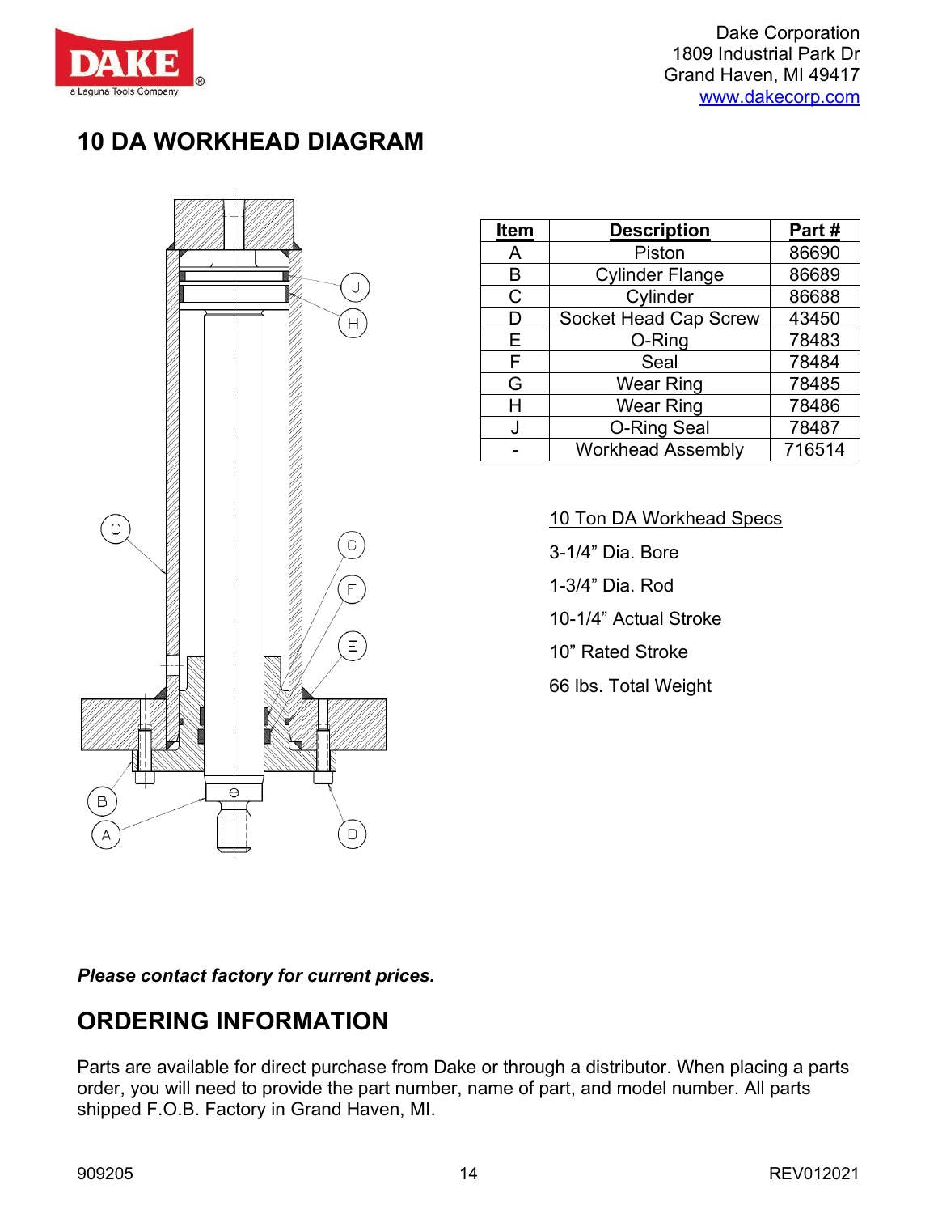Dake Corporation
1809 Industrial Park Dr
Grand Haven, MI 49417
www.dakecorp.com

## 10 DA WORKHEAD DIAGRAM

J
H
C
G
F
E
B
A
D

| Item | Description | Part # |
|---|---|---|
| A | Piston | 86690 |
| B | Cylinder Flange | 86689 |
| C | Cylinder | 86688 |
| D | Socket Head Cap Screw | 43450 |
| E | O-Ring | 78483 |
| F | Seal | 78484 |
| G | Wear Ring | 78485 |
| H | Wear Ring | 78486 |
| J | O-Ring Seal | 78487 |
| - | Workhead Assembly | 716514 |

10 Ton DA Workhead Specs

3-1/4” Dia. Bore

1-3/4” Dia. Rod

10-1/4” Actual Stroke

10” Rated Stroke

66 lbs. Total Weight

***Please contact factory for current prices.***

## ORDERING INFORMATION

Parts are available for direct purchase from Dake or through a distributor. When placing a parts order, you will need to provide the part number, name of part, and model number. All parts shipped F.O.B. Factory in Grand Haven, MI.

909205 REV012021